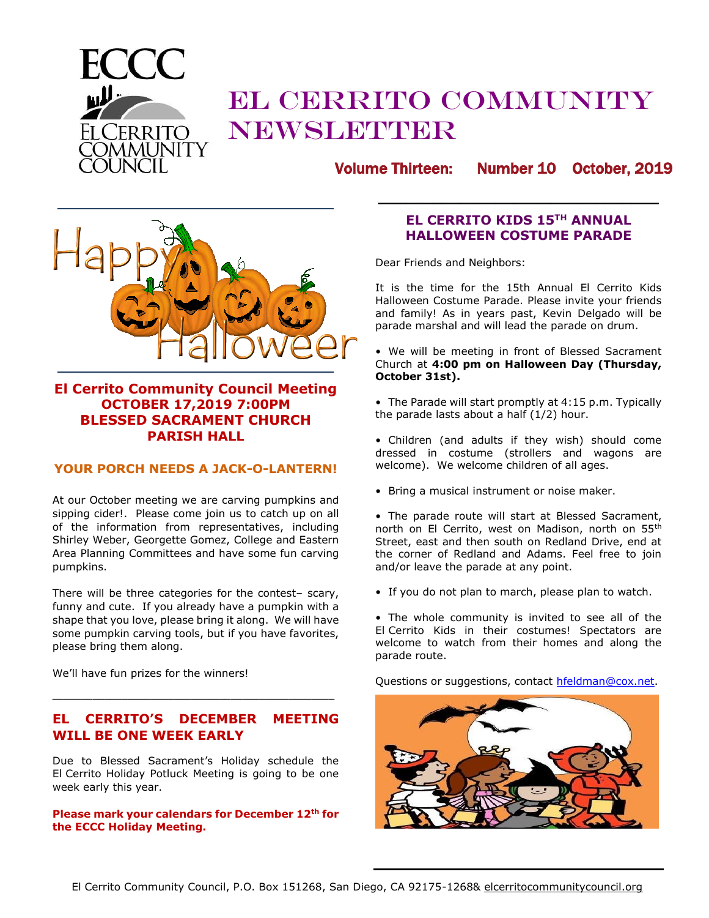# El Cerrito Community Newsletter

**Volume Thirteen: Number 10 October, 2019**

## El Cerrito Community Council Meeting
## OCTOBER 17,2019 7:00PM
## BLESSED SACRAMENT CHURCH PARISH HALL

### YOUR PORCH NEEDS A JACK-O-LANTERN!

At our October meeting we are carving pumpkins and sipping cider!. Please come join us to catch up on all of the information from representatives, including Shirley Weber, Georgette Gomez, College and Eastern Area Planning Committees and have some fun carving pumpkins.

There will be three categories for the contest– scary, funny and cute. If you already have a pumpkin with a shape that you love, please bring it along. We will have some pumpkin carving tools, but if you have favorites, please bring them along.

We'll have fun prizes for the winners!

## EL CERRITO'S DECEMBER MEETING WILL BE ONE WEEK EARLY

Due to Blessed Sacrament's Holiday schedule the El Cerrito Holiday Potluck Meeting is going to be one week early this year.

**Please mark your calendars for December 12th for the ECCC Holiday Meeting.**

## EL CERRITO KIDS 15TH ANNUAL HALLOWEEN COSTUME PARADE

Dear Friends and Neighbors:

It is the time for the 15th Annual El Cerrito Kids Halloween Costume Parade. Please invite your friends and family! As in years past, Kevin Delgado will be parade marshal and will lead the parade on drum.

- We will be meeting in front of Blessed Sacrament Church at **4:00 pm on Halloween Day (Thursday, October 31st).**
- The Parade will start promptly at 4:15 p.m. Typically the parade lasts about a half (1/2) hour.
- Children (and adults if they wish) should come dressed in costume (strollers and wagons are welcome). We welcome children of all ages.
- Bring a musical instrument or noise maker.
- The parade route will start at Blessed Sacrament, north on El Cerrito, west on Madison, north on 55th Street, east and then south on Redland Drive, end at the corner of Redland and Adams. Feel free to join and/or leave the parade at any point.
- If you do not plan to march, please plan to watch.
- The whole community is invited to see all of the El Cerrito Kids in their costumes! Spectators are welcome to watch from their homes and along the parade route.

Questions or suggestions, contact hfeldman@cox.net.

El Cerrito Community Council, P.O. Box 151268, San Diego, CA 92175-1268& elcerritocommunitycouncil.org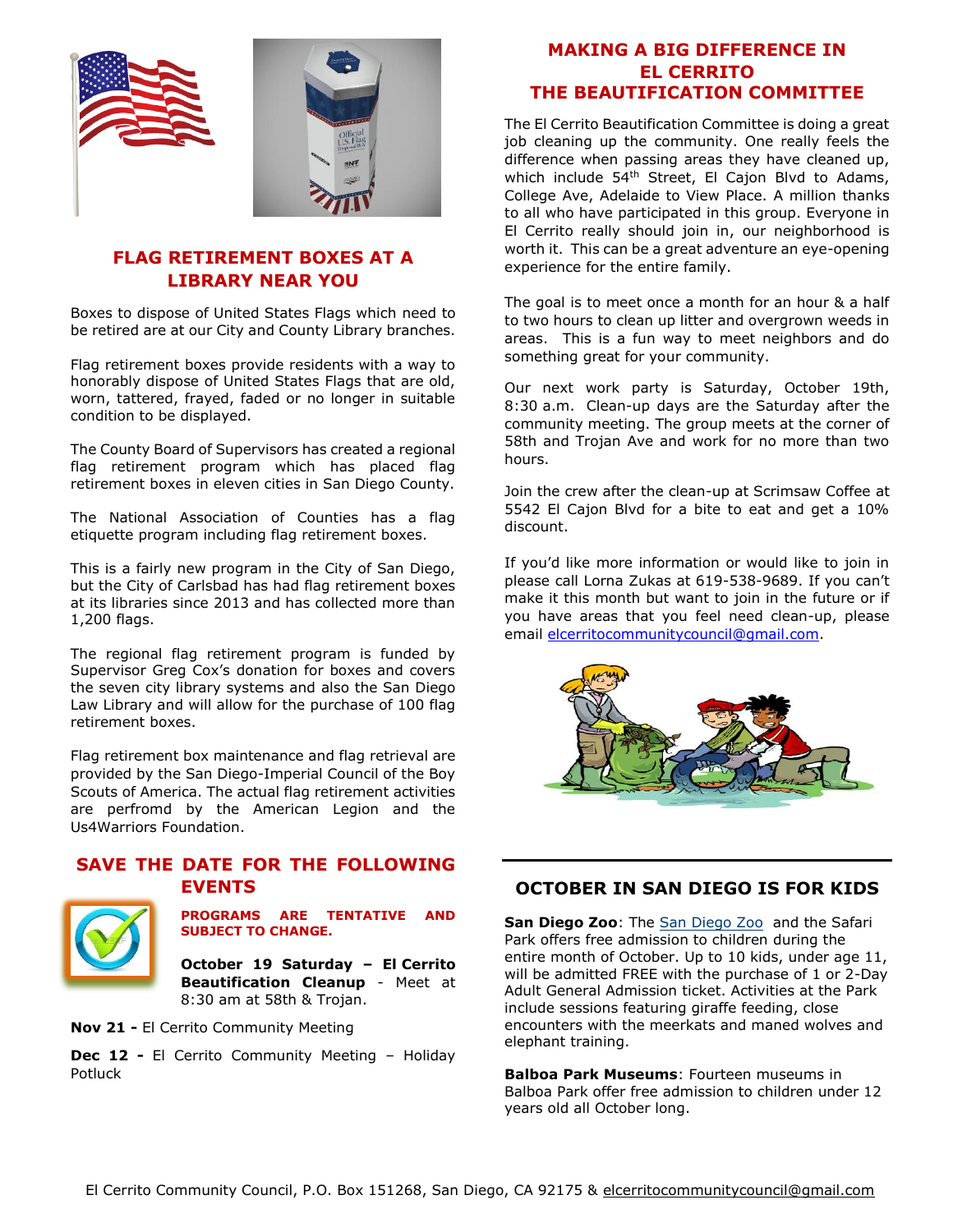## FLAG RETIREMENT BOXES AT A LIBRARY NEAR YOU

Boxes to dispose of United States Flags which need to be retired are at our City and County Library branches.

Flag retirement boxes provide residents with a way to honorably dispose of United States Flags that are old, worn, tattered, frayed, faded or no longer in suitable condition to be displayed.

The County Board of Supervisors has created a regional flag retirement program which has placed flag retirement boxes in eleven cities in San Diego County.

The National Association of Counties has a flag etiquette program including flag retirement boxes.

This is a fairly new program in the City of San Diego, but the City of Carlsbad has had flag retirement boxes at its libraries since 2013 and has collected more than 1,200 flags.

The regional flag retirement program is funded by Supervisor Greg Cox's donation for boxes and covers the seven city library systems and also the San Diego Law Library and will allow for the purchase of 100 flag retirement boxes.

Flag retirement box maintenance and flag retrieval are provided by the San Diego-Imperial Council of the Boy Scouts of America. The actual flag retirement activities are perfromd by the American Legion and the Us4Warriors Foundation.

## SAVE THE DATE FOR THE FOLLOWING EVENTS

**PROGRAMS ARE TENTATIVE AND SUBJECT TO CHANGE.**

**October 19 Saturday – El Cerrito Beautification Cleanup** - Meet at 8:30 am at 58th & Trojan.

**Nov 21 -** El Cerrito Community Meeting

**Dec 12 -** El Cerrito Community Meeting – Holiday Potluck

## MAKING A BIG DIFFERENCE IN EL CERRITO THE BEAUTIFICATION COMMITTEE

The El Cerrito Beautification Committee is doing a great job cleaning up the community. One really feels the difference when passing areas they have cleaned up, which include 54th Street, El Cajon Blvd to Adams, College Ave, Adelaide to View Place. A million thanks to all who have participated in this group. Everyone in El Cerrito really should join in, our neighborhood is worth it. This can be a great adventure an eye-opening experience for the entire family.

The goal is to meet once a month for an hour & a half to two hours to clean up litter and overgrown weeds in areas. This is a fun way to meet neighbors and do something great for your community.

Our next work party is Saturday, October 19th, 8:30 a.m. Clean-up days are the Saturday after the community meeting. The group meets at the corner of 58th and Trojan Ave and work for no more than two hours.

Join the crew after the clean-up at Scrimsaw Coffee at 5542 El Cajon Blvd for a bite to eat and get a 10% discount.

If you'd like more information or would like to join in please call Lorna Zukas at 619-538-9689. If you can't make it this month but want to join in the future or if you have areas that you feel need clean-up, please email elcerritocommunitycouncil@gmail.com.

## OCTOBER IN SAN DIEGO IS FOR KIDS

**San Diego Zoo**: The San Diego Zoo and the Safari Park offers free admission to children during the entire month of October. Up to 10 kids, under age 11, will be admitted FREE with the purchase of 1 or 2-Day Adult General Admission ticket. Activities at the Park include sessions featuring giraffe feeding, close encounters with the meerkats and maned wolves and elephant training.

**Balboa Park Museums**: Fourteen museums in Balboa Park offer free admission to children under 12 years old all October long.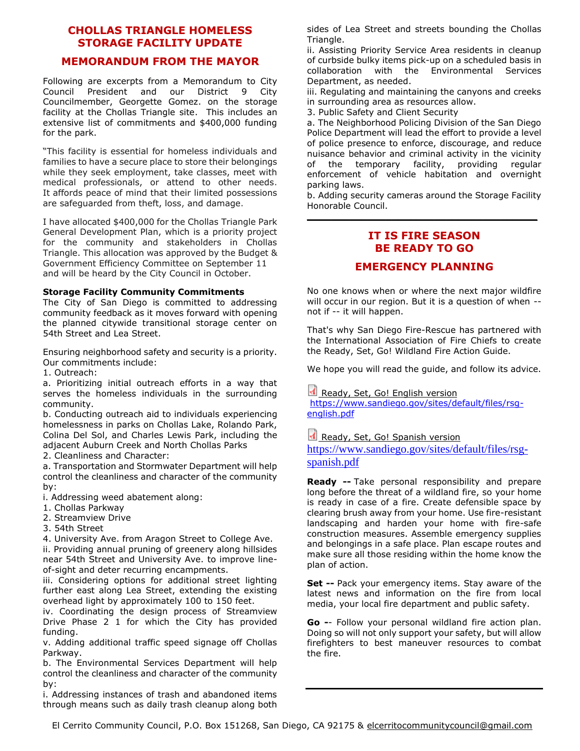## CHOLLAS TRIANGLE HOMELESS STORAGE FACILITY UPDATE

## MEMORANDUM FROM THE MAYOR

Following are excerpts from a Memorandum to City Council President and our District 9 City Councilmember, Georgette Gomez. on the storage facility at the Chollas Triangle site. This includes an extensive list of commitments and $400,000 funding for the park.

"This facility is essential for homeless individuals and families to have a secure place to store their belongings while they seek employment, take classes, meet with medical professionals, or attend to other needs. It affords peace of mind that their limited possessions are safeguarded from theft, loss, and damage.

I have allocated $400,000 for the Chollas Triangle Park General Development Plan, which is a priority project for the community and stakeholders in Chollas Triangle. This allocation was approved by the Budget & Government Efficiency Committee on September 11 and will be heard by the City Council in October.

**Storage Facility Community Commitments**

The City of San Diego is committed to addressing community feedback as it moves forward with opening the planned citywide transitional storage center on 54th Street and Lea Street.

Ensuring neighborhood safety and security is a priority. Our commitments include:

1. Outreach:

a. Prioritizing initial outreach efforts in a way that serves the homeless individuals in the surrounding community.

b. Conducting outreach aid to individuals experiencing homelessness in parks on Chollas Lake, Rolando Park, Colina Del Sol, and Charles Lewis Park, including the adjacent Auburn Creek and North Chollas Parks

2. Cleanliness and Character:

a. Transportation and Stormwater Department will help control the cleanliness and character of the community by:

i. Addressing weed abatement along:

1. Chollas Parkway
2. Streamview Drive
3. 54th Street
4. University Ave. from Aragon Street to College Ave.

ii. Providing annual pruning of greenery along hillsides near 54th Street and University Ave. to improve line-of-sight and deter recurring encampments.

iii. Considering options for additional street lighting further east along Lea Street, extending the existing overhead light by approximately 100 to 150 feet.

iv. Coordinating the design process of Streamview Drive Phase 2 1 for which the City has provided funding.

v. Adding additional traffic speed signage off Chollas Parkway.

b. The Environmental Services Department will help control the cleanliness and character of the community by:

i. Addressing instances of trash and abandoned items through means such as daily trash cleanup along both sides of Lea Street and streets bounding the Chollas Triangle.

ii. Assisting Priority Service Area residents in cleanup of curbside bulky items pick-up on a scheduled basis in collaboration with the Environmental Services Department, as needed.

iii. Regulating and maintaining the canyons and creeks in surrounding area as resources allow.

3. Public Safety and Client Security

a. The Neighborhood Policing Division of the San Diego Police Department will lead the effort to provide a level of police presence to enforce, discourage, and reduce nuisance behavior and criminal activity in the vicinity of the temporary facility, providing regular enforcement of vehicle habitation and overnight parking laws.

b. Adding security cameras around the Storage Facility Honorable Council.

---

## IT IS FIRE SEASON BE READY TO GO

## EMERGENCY PLANNING

No one knows when or where the next major wildfire will occur in our region. But it is a question of when -- not if -- it will happen.

That's why San Diego Fire-Rescue has partnered with the International Association of Fire Chiefs to create the Ready, Set, Go! Wildland Fire Action Guide.

We hope you will read the guide, and follow its advice.

Ready, Set, Go! English version
https://www.sandiego.gov/sites/default/files/rsg-english.pdf

Ready, Set, Go! Spanish version
https://www.sandiego.gov/sites/default/files/rsg-spanish.pdf

**Ready --** Take personal responsibility and prepare long before the threat of a wildland fire, so your home is ready in case of a fire. Create defensible space by clearing brush away from your home. Use fire-resistant landscaping and harden your home with fire-safe construction measures. Assemble emergency supplies and belongings in a safe place. Plan escape routes and make sure all those residing within the home know the plan of action.

**Set --** Pack your emergency items. Stay aware of the latest news and information on the fire from local media, your local fire department and public safety.

**Go --** Follow your personal wildland fire action plan. Doing so will not only support your safety, but will allow firefighters to best maneuver resources to combat the fire.

---

El Cerrito Community Council, P.O. Box 151268, San Diego, CA 92175 & elcerritocommunitycouncil@gmail.com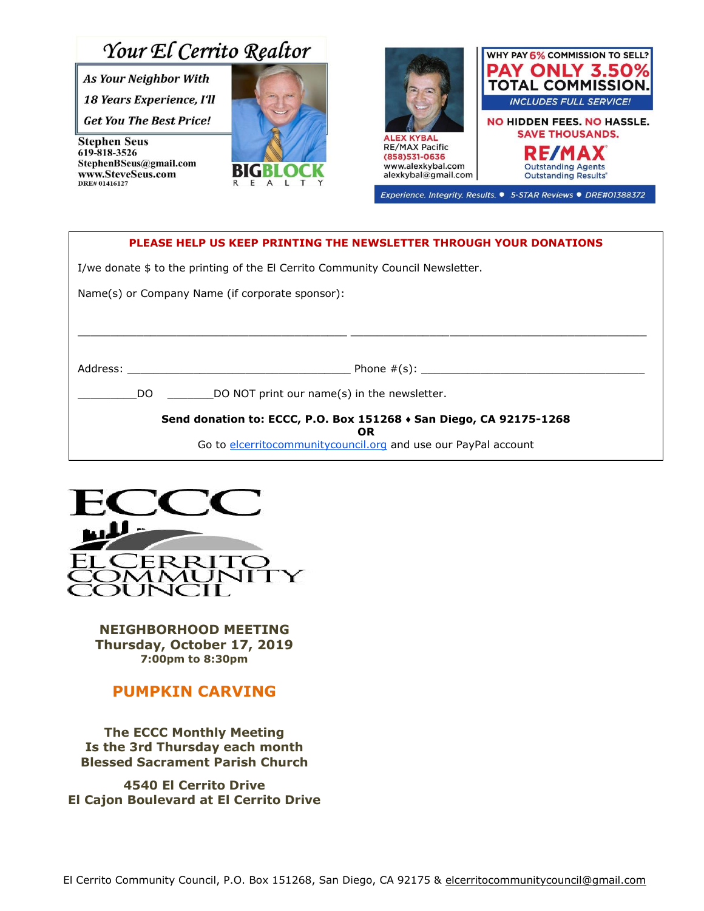## *Your El Cerrito Realtor*

***As Your Neighbor With 18 Years Experience, I'll Get You The Best Price!***

**Stephen Seus**
**619-818-3526**
**StephenBSeus@gmail.com**
**www.SteveSeus.com**
DRE# 01416127

**BIGBLOCK** REALTY

**ALEX KYBAL**
RE/MAX Pacific
**(858)531-0636**
www.alexkybal.com
alexkybal@gmail.com

**WHY PAY 6% COMMISSION TO SELL?**
**PAY ONLY 3.50% TOTAL COMMISSION.**
*INCLUDES FULL SERVICE!*

**NO HIDDEN FEES. NO HASSLE.**
**SAVE THOUSANDS.**

**RE/MAX**
Outstanding Agents
Outstanding Results

*Experience. Integrity. Results. ● 5-STAR Reviews ● DRE#01388372*

---

**PLEASE HELP US KEEP PRINTING THE NEWSLETTER THROUGH YOUR DONATIONS**

I/we donate $ to the printing of the El Cerrito Community Council Newsletter.

Name(s) or Company Name (if corporate sponsor):

_________________________________________ _____________________________________________

Address: __________________________________ Phone #(s): __________________________________

_________DO _______DO NOT print our name(s) in the newsletter.

**Send donation to: ECCC, P.O. Box 151268 ♦ San Diego, CA 92175-1268**
**OR**
Go to elcerritocommunitycouncil.org and use our PayPal account

---

# ECCC
## EL CERRITO COMMUNITY COUNCIL

**NEIGHBORHOOD MEETING**
**Thursday, October 17, 2019**
**7:00pm to 8:30pm**

## PUMPKIN CARVING

**The ECCC Monthly Meeting**
**Is the 3rd Thursday each month**
**Blessed Sacrament Parish Church**

**4540 El Cerrito Drive**
**El Cajon Boulevard at El Cerrito Drive**

El Cerrito Community Council, P.O. Box 151268, San Diego, CA 92175 & elcerritocommunitycouncil@gmail.com